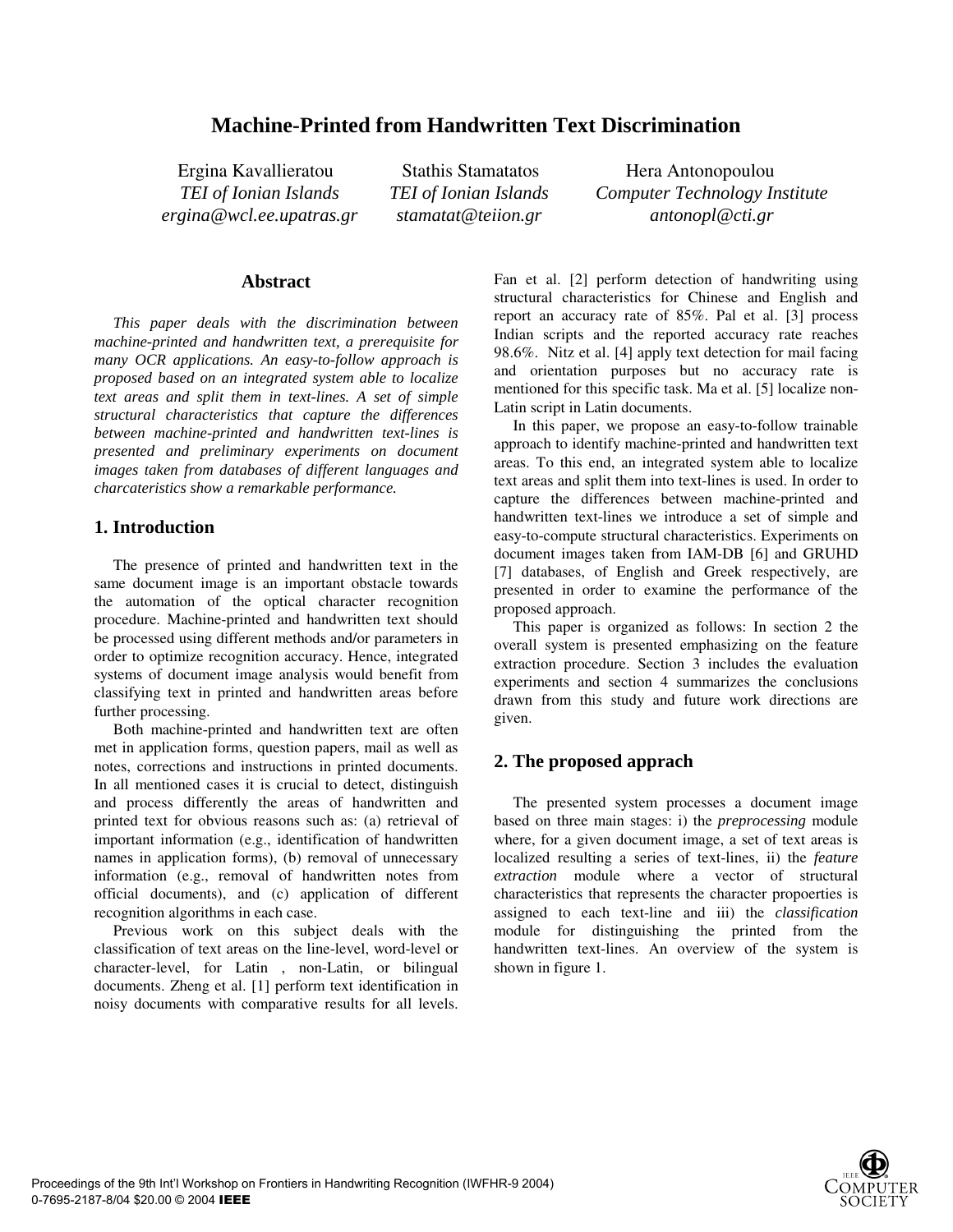# Machine-Printed from Handwritten Text Discrimination

Ergina Kavallieratou
*TEI of Ionian Islands*
*ergina@wcl.ee.upatras.gr*

Stathis Stamatatos
*TEI of Ionian Islands*
*stamatat@teiion.gr*

Hera Antonopoulou
*Computer Technology Institute*
*antonopl@cti.gr*

## Abstract

*This paper deals with the discrimination between machine-printed and handwritten text, a prerequisite for many OCR applications. An easy-to-follow approach is proposed based on an integrated system able to localize text areas and split them in text-lines. A set of simple structural characteristics that capture the differences between machine-printed and handwritten text-lines is presented and preliminary experiments on document images taken from databases of different languages and charcateristics show a remarkable performance.*

## 1. Introduction

The presence of printed and handwritten text in the same document image is an important obstacle towards the automation of the optical character recognition procedure. Machine-printed and handwritten text should be processed using different methods and/or parameters in order to optimize recognition accuracy. Hence, integrated systems of document image analysis would benefit from classifying text in printed and handwritten areas before further processing.

Both machine-printed and handwritten text are often met in application forms, question papers, mail as well as notes, corrections and instructions in printed documents. In all mentioned cases it is crucial to detect, distinguish and process differently the areas of handwritten and printed text for obvious reasons such as: (a) retrieval of important information (e.g., identification of handwritten names in application forms), (b) removal of unnecessary information (e.g., removal of handwritten notes from official documents), and (c) application of different recognition algorithms in each case.

Previous work on this subject deals with the classification of text areas on the line-level, word-level or character-level, for Latin , non-Latin, or bilingual documents. Zheng et al. [1] perform text identification in noisy documents with comparative results for all levels. Fan et al. [2] perform detection of handwriting using structural characteristics for Chinese and English and report an accuracy rate of 85%. Pal et al. [3] process Indian scripts and the reported accuracy rate reaches 98.6%. Nitz et al. [4] apply text detection for mail facing and orientation purposes but no accuracy rate is mentioned for this specific task. Ma et al. [5] localize non-Latin script in Latin documents.

In this paper, we propose an easy-to-follow trainable approach to identify machine-printed and handwritten text areas. To this end, an integrated system able to localize text areas and split them into text-lines is used. In order to capture the differences between machine-printed and handwritten text-lines we introduce a set of simple and easy-to-compute structural characteristics. Experiments on document images taken from IAM-DB [6] and GRUHD [7] databases, of English and Greek respectively, are presented in order to examine the performance of the proposed approach.

This paper is organized as follows: In section 2 the overall system is presented emphasizing on the feature extraction procedure. Section 3 includes the evaluation experiments and section 4 summarizes the conclusions drawn from this study and future work directions are given.

## 2. The proposed apprach

The presented system processes a document image based on three main stages: i) the *preprocessing* module where, for a given document image, a set of text areas is localized resulting a series of text-lines, ii) the *feature extraction* module where a vector of structural characteristics that represents the character propoerties is assigned to each text-line and iii) the *classification* module for distinguishing the printed from the handwritten text-lines. An overview of the system is shown in figure 1.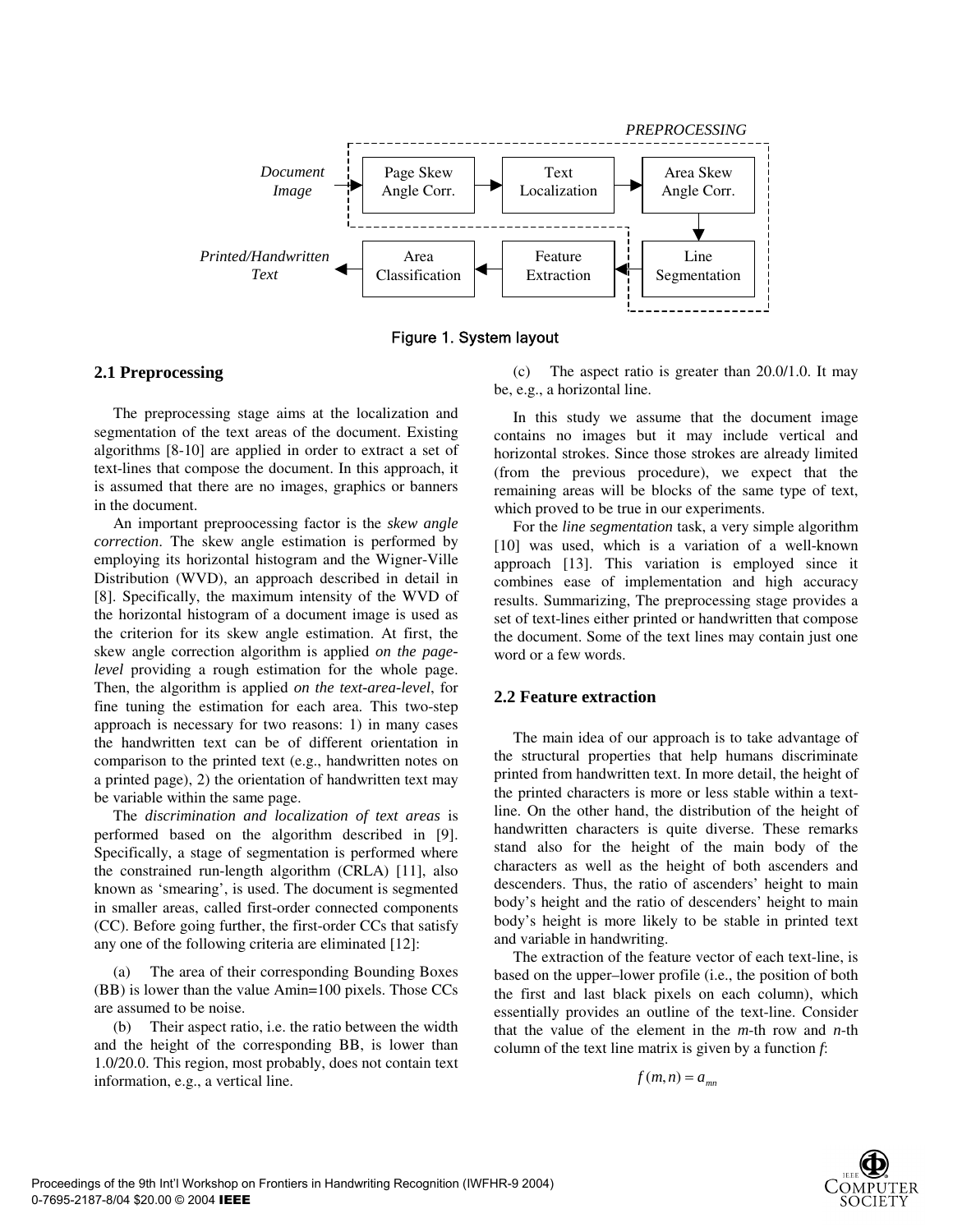Figure 1. System layout

## 2.1 Preprocessing

The preprocessing stage aims at the localization and segmentation of the text areas of the document. Existing algorithms [8-10] are applied in order to extract a set of text-lines that compose the document. In this approach, it is assumed that there are no images, graphics or banners in the document.

An important preproocessing factor is the *skew angle correction*. The skew angle estimation is performed by employing its horizontal histogram and the Wigner-Ville Distribution (WVD), an approach described in detail in [8]. Specifically, the maximum intensity of the WVD of the horizontal histogram of a document image is used as the criterion for its skew angle estimation. At first, the skew angle correction algorithm is applied *on the page-level* providing a rough estimation for the whole page. Then, the algorithm is applied *on the text-area-level*, for fine tuning the estimation for each area. This two-step approach is necessary for two reasons: 1) in many cases the handwritten text can be of different orientation in comparison to the printed text (e.g., handwritten notes on a printed page), 2) the orientation of handwritten text may be variable within the same page.

The *discrimination and localization of text areas* is performed based on the algorithm described in [9]. Specifically, a stage of segmentation is performed where the constrained run-length algorithm (CRLA) [11], also known as 'smearing', is used. The document is segmented in smaller areas, called first-order connected components (CC). Before going further, the first-order CCs that satisfy any one of the following criteria are eliminated [12]:

(a) The area of their corresponding Bounding Boxes (BB) is lower than the value Amin=100 pixels. Those CCs are assumed to be noise.

(b) Their aspect ratio, i.e. the ratio between the width and the height of the corresponding BB, is lower than 1.0/20.0. This region, most probably, does not contain text information, e.g., a vertical line.

(c) The aspect ratio is greater than 20.0/1.0. It may be, e.g., a horizontal line.

In this study we assume that the document image contains no images but it may include vertical and horizontal strokes. Since those strokes are already limited (from the previous procedure), we expect that the remaining areas will be blocks of the same type of text, which proved to be true in our experiments.

For the *line segmentation* task, a very simple algorithm [10] was used, which is a variation of a well-known approach [13]. This variation is employed since it combines ease of implementation and high accuracy results. Summarizing, The preprocessing stage provides a set of text-lines either printed or handwritten that compose the document. Some of the text lines may contain just one word or a few words.

## 2.2 Feature extraction

The main idea of our approach is to take advantage of the structural properties that help humans discriminate printed from handwritten text. In more detail, the height of the printed characters is more or less stable within a text-line. On the other hand, the distribution of the height of handwritten characters is quite diverse. These remarks stand also for the height of the main body of the characters as well as the height of both ascenders and descenders. Thus, the ratio of ascenders' height to main body's height and the ratio of descenders' height to main body's height is more likely to be stable in printed text and variable in handwriting.

The extraction of the feature vector of each text-line, is based on the upper–lower profile (i.e., the position of both the first and last black pixels on each column), which essentially provides an outline of the text-line. Consider that the value of the element in the *m*-th row and *n*-th column of the text line matrix is given by a function *f*:

$$f(m,n) = a_{mn}$$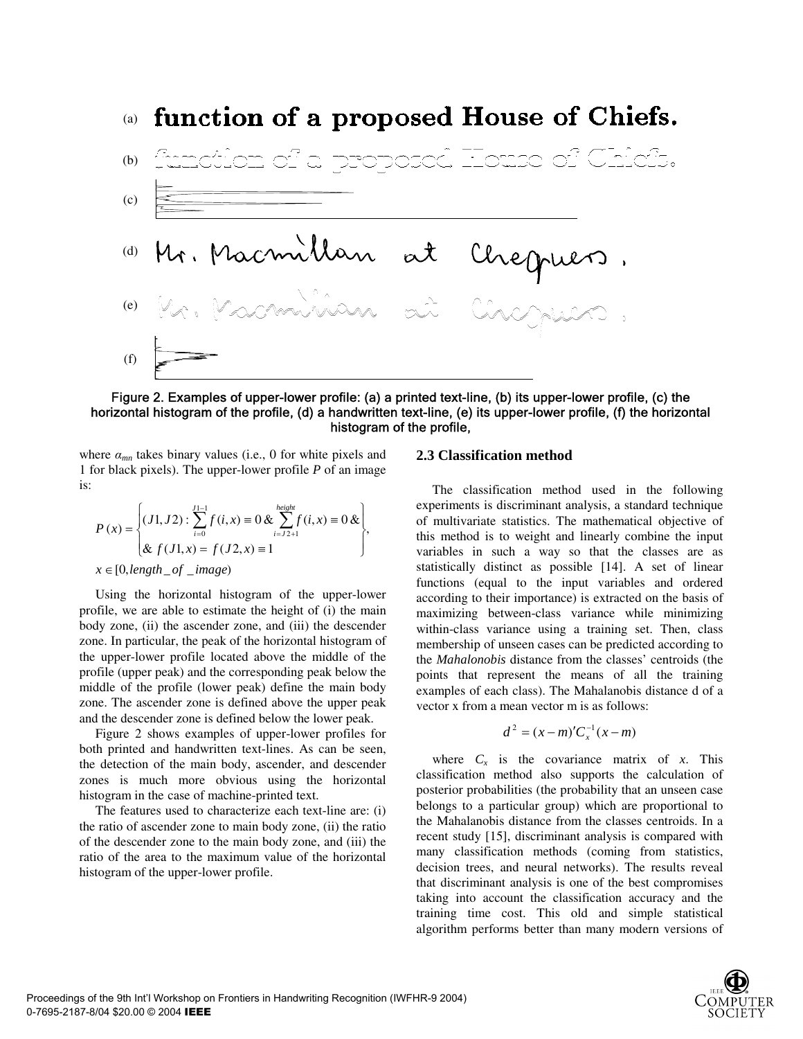(a) function of a proposed House of Chiefs.

(b)

(c)

(d) Mr. Macmillan at Chequers.

(e)

(f)

Figure 2. Examples of upper-lower profile: (a) a printed text-line, (b) its upper-lower profile, (c) the horizontal histogram of the profile, (d) a handwritten text-line, (e) its upper-lower profile, (f) the horizontal histogram of the profile,

where $\alpha_{mn}$ takes binary values (i.e., 0 for white pixels and 1 for black pixels). The upper-lower profile $P$ of an image is:

$$P(x) = \left\{ \begin{matrix} (J1, J2) : \sum_{i=0}^{J1-1} f(i,x) \equiv 0 \ \& \sum_{i=J2+1}^{height} f(i,x) \equiv 0 \ \& \\ \& \ f(J1,x) = f(J2,x) \equiv 1 \end{matrix} \right\},$$

$$x \in [0, length\_of\_image)$$

Using the horizontal histogram of the upper-lower profile, we are able to estimate the height of (i) the main body zone, (ii) the ascender zone, and (iii) the descender zone. In particular, the peak of the horizontal histogram of the upper-lower profile located above the middle of the profile (upper peak) and the corresponding peak below the middle of the profile (lower peak) define the main body zone. The ascender zone is defined above the upper peak and the descender zone is defined below the lower peak.

Figure 2 shows examples of upper-lower profiles for both printed and handwritten text-lines. As can be seen, the detection of the main body, ascender, and descender zones is much more obvious using the horizontal histogram in the case of machine-printed text.

The features used to characterize each text-line are: (i) the ratio of ascender zone to main body zone, (ii) the ratio of the descender zone to the main body zone, and (iii) the ratio of the area to the maximum value of the horizontal histogram of the upper-lower profile.

### 2.3 Classification method

The classification method used in the following experiments is discriminant analysis, a standard technique of multivariate statistics. The mathematical objective of this method is to weight and linearly combine the input variables in such a way so that the classes are as statistically distinct as possible [14]. A set of linear functions (equal to the input variables and ordered according to their importance) is extracted on the basis of maximizing between-class variance while minimizing within-class variance using a training set. Then, class membership of unseen cases can be predicted according to the *Mahalonobis* distance from the classes' centroids (the points that represent the means of all the training examples of each class). The Mahalanobis distance d of a vector x from a mean vector m is as follows:

$$d^2 = (x-m)' C_x^{-1} (x-m)$$

where $C_x$ is the covariance matrix of $x$. This classification method also supports the calculation of posterior probabilities (the probability that an unseen case belongs to a particular group) which are proportional to the Mahalanobis distance from the classes centroids. In a recent study [15], discriminant analysis is compared with many classification methods (coming from statistics, decision trees, and neural networks). The results reveal that discriminant analysis is one of the best compromises taking into account the classification accuracy and the training time cost. This old and simple statistical algorithm performs better than many modern versions of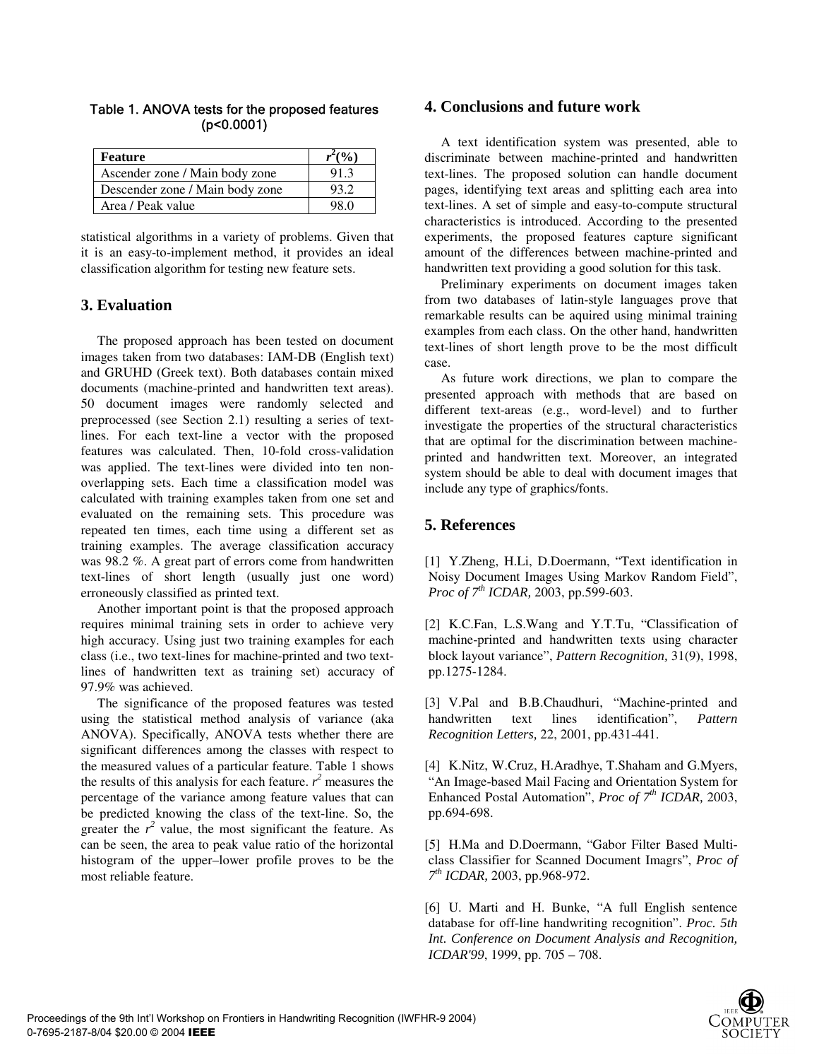Table 1. ANOVA tests for the proposed features ($p<0.0001$)

| Feature | $r^2$(%) |
|---|---|
| Ascender zone / Main body zone | 91.3 |
| Descender zone / Main body zone | 93.2 |
| Area / Peak value | 98.0 |

statistical algorithms in a variety of problems. Given that it is an easy-to-implement method, it provides an ideal classification algorithm for testing new feature sets.

## 3. Evaluation

The proposed approach has been tested on document images taken from two databases: IAM-DB (English text) and GRUHD (Greek text). Both databases contain mixed documents (machine-printed and handwritten text areas). 50 document images were randomly selected and preprocessed (see Section 2.1) resulting a series of text-lines. For each text-line a vector with the proposed features was calculated. Then, 10-fold cross-validation was applied. The text-lines were divided into ten non-overlapping sets. Each time a classification model was calculated with training examples taken from one set and evaluated on the remaining sets. This procedure was repeated ten times, each time using a different set as training examples. The average classification accuracy was 98.2 %. A great part of errors come from handwritten text-lines of short length (usually just one word) erroneously classified as printed text.

Another important point is that the proposed approach requires minimal training sets in order to achieve very high accuracy. Using just two training examples for each class (i.e., two text-lines for machine-printed and two text-lines of handwritten text as training set) accuracy of 97.9% was achieved.

The significance of the proposed features was tested using the statistical method analysis of variance (aka ANOVA). Specifically, ANOVA tests whether there are significant differences among the classes with respect to the measured values of a particular feature. Table 1 shows the results of this analysis for each feature. $r^2$ measures the percentage of the variance among feature values that can be predicted knowing the class of the text-line. So, the greater the $r^2$ value, the most significant the feature. As can be seen, the area to peak value ratio of the horizontal histogram of the upper–lower profile proves to be the most reliable feature.

## 4. Conclusions and future work

A text identification system was presented, able to discriminate between machine-printed and handwritten text-lines. The proposed solution can handle document pages, identifying text areas and splitting each area into text-lines. A set of simple and easy-to-compute structural characteristics is introduced. According to the presented experiments, the proposed features capture significant amount of the differences between machine-printed and handwritten text providing a good solution for this task.

Preliminary experiments on document images taken from two databases of latin-style languages prove that remarkable results can be aquired using minimal training examples from each class. On the other hand, handwritten text-lines of short length prove to be the most difficult case.

As future work directions, we plan to compare the presented approach with methods that are based on different text-areas (e.g., word-level) and to further investigate the properties of the structural characteristics that are optimal for the discrimination between machine-printed and handwritten text. Moreover, an integrated system should be able to deal with document images that include any type of graphics/fonts.

## 5. References

[1] Y.Zheng, H.Li, D.Doermann, "Text identification in Noisy Document Images Using Markov Random Field", *Proc of 7th ICDAR,* 2003, pp.599-603.

[2] K.C.Fan, L.S.Wang and Y.T.Tu, "Classification of machine-printed and handwritten texts using character block layout variance", *Pattern Recognition,* 31(9), 1998, pp.1275-1284.

[3] V.Pal and B.B.Chaudhuri, "Machine-printed and handwritten text lines identification", *Pattern Recognition Letters,* 22, 2001, pp.431-441.

[4] K.Nitz, W.Cruz, H.Aradhye, T.Shaham and G.Myers, "An Image-based Mail Facing and Orientation System for Enhanced Postal Automation", *Proc of 7th ICDAR,* 2003, pp.694-698.

[5] H.Ma and D.Doermann, "Gabor Filter Based Multi-class Classifier for Scanned Document Imagrs", *Proc of 7th ICDAR,* 2003, pp.968-972.

[6] U. Marti and H. Bunke, "A full English sentence database for off-line handwriting recognition". *Proc. 5th Int. Conference on Document Analysis and Recognition, ICDAR'99*, 1999, pp. 705 – 708.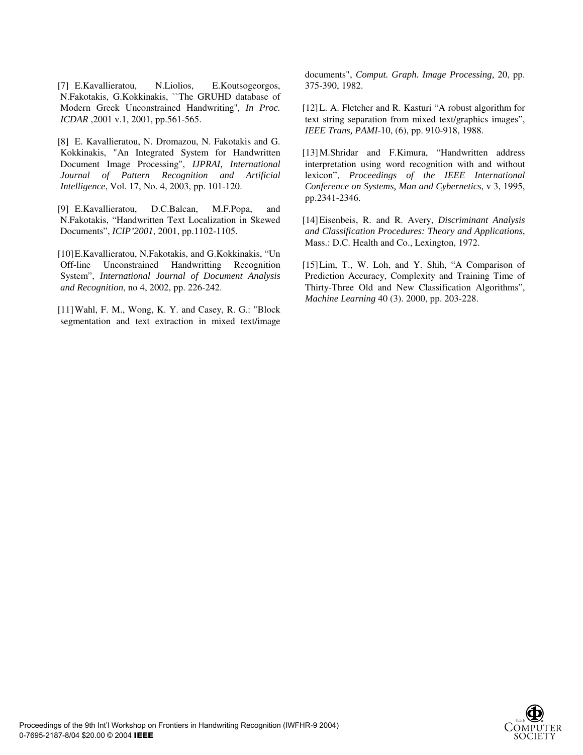[7] E.Kavallieratou, N.Liolios, E.Koutsogeorgos, N.Fakotakis, G.Kokkinakis, ``The GRUHD database of Modern Greek Unconstrained Handwriting'', *In Proc. ICDAR* ,2001 v.1, 2001, pp.561-565.

[8] E. Kavallieratou, N. Dromazou, N. Fakotakis and G. Kokkinakis, "An Integrated System for Handwritten Document Image Processing", *IJPRAI, International Journal of Pattern Recognition and Artificial Intelligence*, Vol. 17, No. 4, 2003, pp. 101-120.

[9] E.Kavallieratou, D.C.Balcan, M.F.Popa, and N.Fakotakis, "Handwritten Text Localization in Skewed Documents", *ICIP'2001*, 2001, pp.1102-1105.

[10] E.Kavallieratou, N.Fakotakis, and G.Kokkinakis, "Un Off-line Unconstrained Handwritting Recognition System", *International Journal of Document Analysis and Recognition*, no 4, 2002, pp. 226-242.

[11] Wahl, F. M., Wong, K. Y. and Casey, R. G.: "Block segmentation and text extraction in mixed text/image documents", *Comput. Graph. Image Processing,* 20, pp. 375-390, 1982.

[12] L. A. Fletcher and R. Kasturi "A robust algorithm for text string separation from mixed text/graphics images", *IEEE Trans, PAMI*-10, (6), pp. 910-918, 1988.

[13] M.Shridar and F.Kimura, "Handwritten address interpretation using word recognition with and without lexicon", *Proceedings of the IEEE International Conference on Systems, Man and Cybernetics*, v 3, 1995, pp.2341-2346.

[14] Eisenbeis, R. and R. Avery, *Discriminant Analysis and Classification Procedures: Theory and Applications*, Mass.: D.C. Health and Co., Lexington, 1972.

[15] Lim, T., W. Loh, and Y. Shih, "A Comparison of Prediction Accuracy, Complexity and Training Time of Thirty-Three Old and New Classification Algorithms", *Machine Learning* 40 (3). 2000, pp. 203-228.